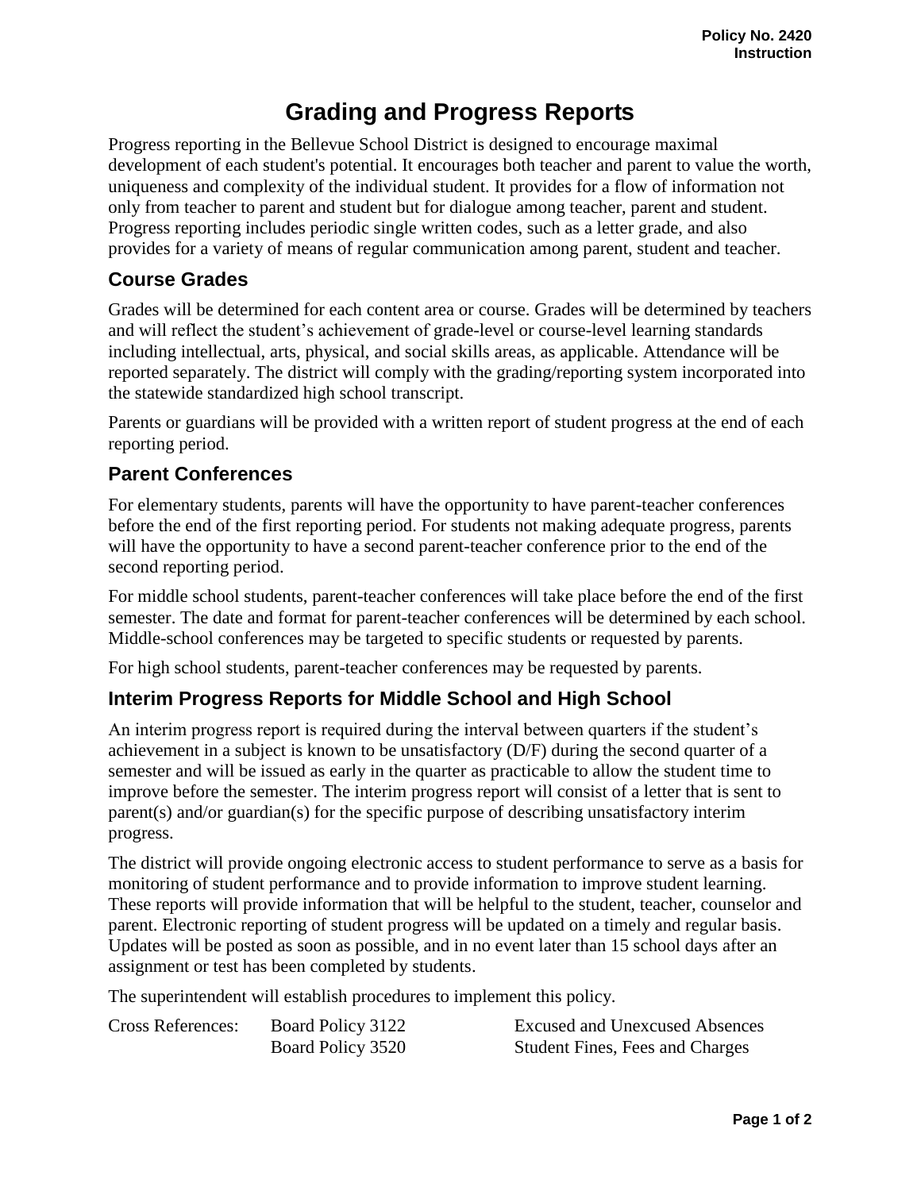Policy No. 2420
Instruction

# Grading and Progress Reports

Progress reporting in the Bellevue School District is designed to encourage maximal development of each student's potential. It encourages both teacher and parent to value the worth, uniqueness and complexity of the individual student. It provides for a flow of information not only from teacher to parent and student but for dialogue among teacher, parent and student. Progress reporting includes periodic single written codes, such as a letter grade, and also provides for a variety of means of regular communication among parent, student and teacher.

## Course Grades

Grades will be determined for each content area or course. Grades will be determined by teachers and will reflect the student's achievement of grade-level or course-level learning standards including intellectual, arts, physical, and social skills areas, as applicable. Attendance will be reported separately. The district will comply with the grading/reporting system incorporated into the statewide standardized high school transcript.

Parents or guardians will be provided with a written report of student progress at the end of each reporting period.

## Parent Conferences

For elementary students, parents will have the opportunity to have parent-teacher conferences before the end of the first reporting period. For students not making adequate progress, parents will have the opportunity to have a second parent-teacher conference prior to the end of the second reporting period.

For middle school students, parent-teacher conferences will take place before the end of the first semester. The date and format for parent-teacher conferences will be determined by each school. Middle-school conferences may be targeted to specific students or requested by parents.

For high school students, parent-teacher conferences may be requested by parents.

## Interim Progress Reports for Middle School and High School

An interim progress report is required during the interval between quarters if the student's achievement in a subject is known to be unsatisfactory (D/F) during the second quarter of a semester and will be issued as early in the quarter as practicable to allow the student time to improve before the semester. The interim progress report will consist of a letter that is sent to parent(s) and/or guardian(s) for the specific purpose of describing unsatisfactory interim progress.

The district will provide ongoing electronic access to student performance to serve as a basis for monitoring of student performance and to provide information to improve student learning. These reports will provide information that will be helpful to the student, teacher, counselor and parent. Electronic reporting of student progress will be updated on a timely and regular basis. Updates will be posted as soon as possible, and in no event later than 15 school days after an assignment or test has been completed by students.

The superintendent will establish procedures to implement this policy.

| Cross References: | Board Policy 3122 | Excused and Unexcused Absences |
| --- | --- | --- |
| | Board Policy 3520 | Student Fines, Fees and Charges |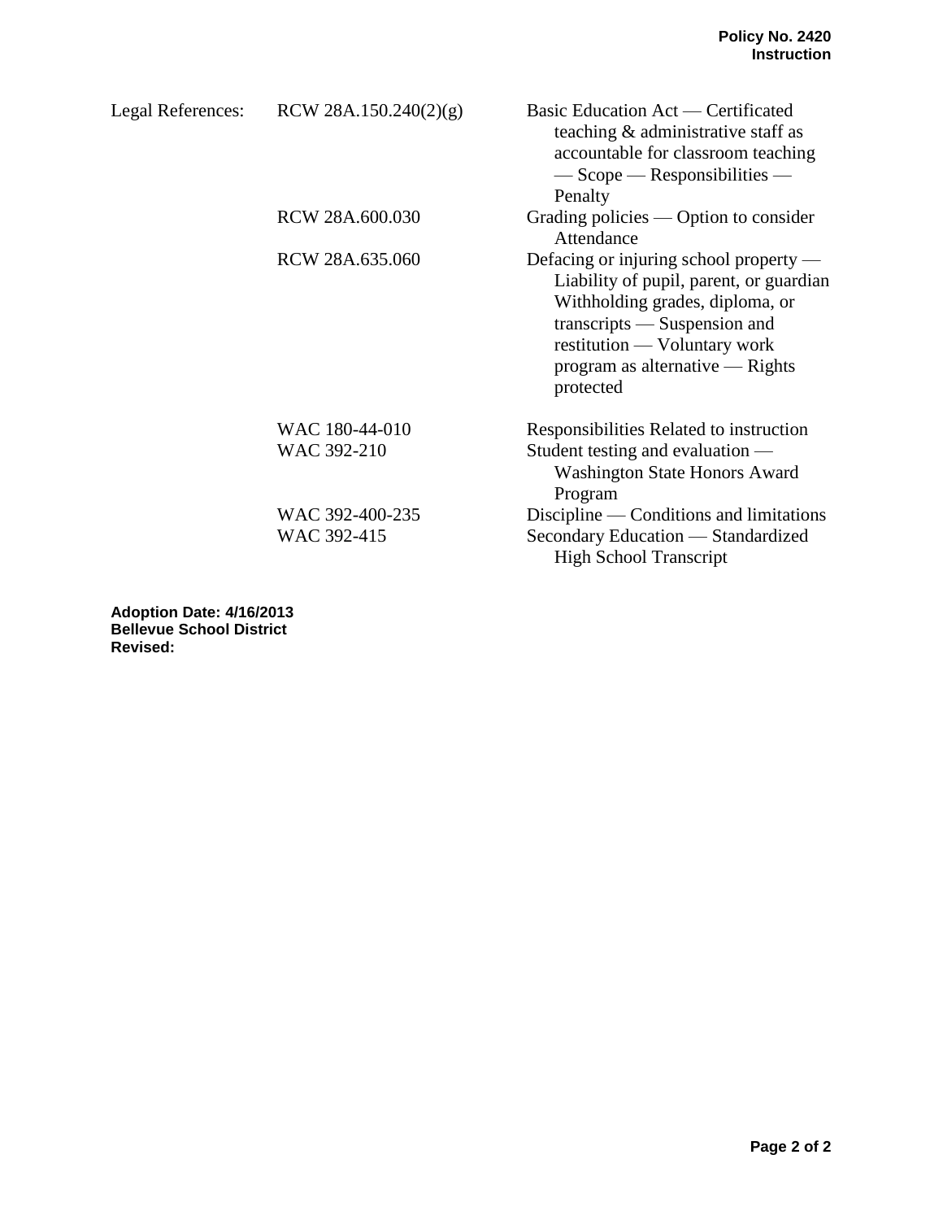| | | |
|---|---|---|
| Legal References: | RCW 28A.150.240(2)(g) | Basic Education Act — Certificated teaching & administrative staff as accountable for classroom teaching — Scope — Responsibilities — Penalty |
| | RCW 28A.600.030 | Grading policies — Option to consider Attendance |
| | RCW 28A.635.060 | Defacing or injuring school property — Liability of pupil, parent, or guardian Withholding grades, diploma, or transcripts — Suspension and restitution — Voluntary work program as alternative — Rights protected |
| | WAC 180-44-010 | Responsibilities Related to instruction |
| | WAC 392-210 | Student testing and evaluation — Washington State Honors Award Program |
| | WAC 392-400-235 | Discipline — Conditions and limitations |
| | WAC 392-415 | Secondary Education — Standardized High School Transcript |

**Adoption Date: 4/16/2013**
**Bellevue School District**
**Revised:**